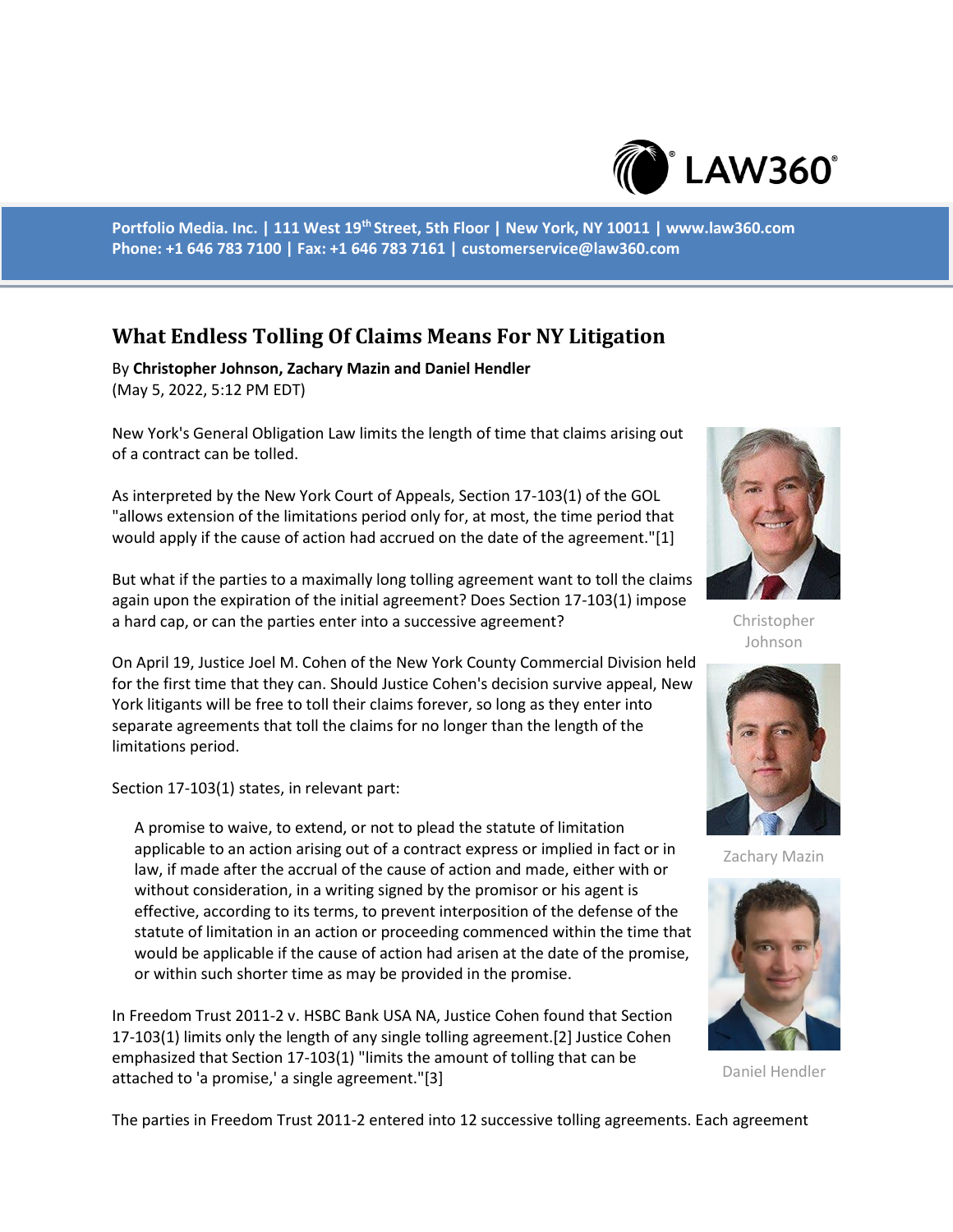# What Endless Tolling Of Claims Means For NY Litigation

By **Christopher Johnson, Zachary Mazin and Daniel Hendler**
(May 5, 2022, 5:12 PM EDT)

New York's General Obligation Law limits the length of time that claims arising out of a contract can be tolled.

As interpreted by the New York Court of Appeals, Section 17-103(1) of the GOL "allows extension of the limitations period only for, at most, the time period that would apply if the cause of action had accrued on the date of the agreement."[1]

But what if the parties to a maximally long tolling agreement want to toll the claims again upon the expiration of the initial agreement? Does Section 17-103(1) impose a hard cap, or can the parties enter into a successive agreement?

Christopher Johnson

On April 19, Justice Joel M. Cohen of the New York County Commercial Division held for the first time that they can. Should Justice Cohen's decision survive appeal, New York litigants will be free to toll their claims forever, so long as they enter into separate agreements that toll the claims for no longer than the length of the limitations period.

Section 17-103(1) states, in relevant part:

Zachary Mazin

> A promise to waive, to extend, or not to plead the statute of limitation applicable to an action arising out of a contract express or implied in fact or in law, if made after the accrual of the cause of action and made, either with or without consideration, in a writing signed by the promisor or his agent is effective, according to its terms, to prevent interposition of the defense of the statute of limitation in an action or proceeding commenced within the time that would be applicable if the cause of action had arisen at the date of the promise, or within such shorter time as may be provided in the promise.

In Freedom Trust 2011-2 v. HSBC Bank USA NA, Justice Cohen found that Section 17-103(1) limits only the length of any single tolling agreement.[2] Justice Cohen emphasized that Section 17-103(1) "limits the amount of tolling that can be attached to 'a promise,' a single agreement."[3]

Daniel Hendler

The parties in Freedom Trust 2011-2 entered into 12 successive tolling agreements. Each agreement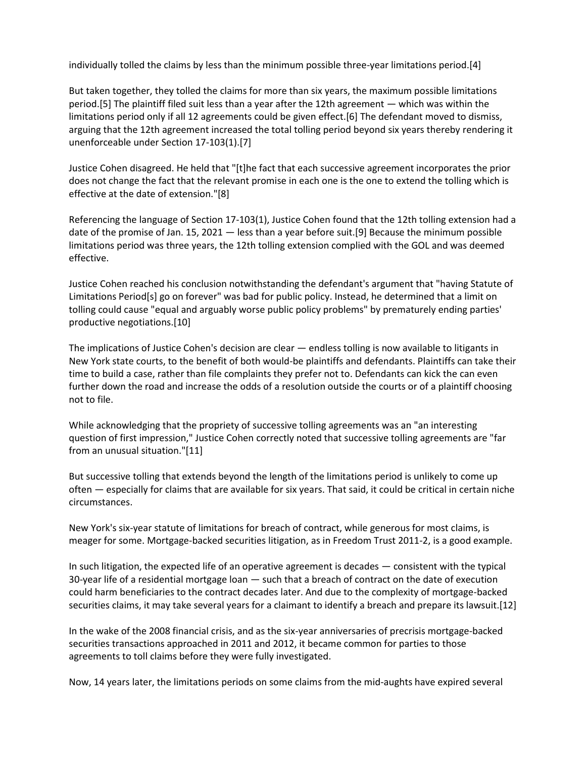individually tolled the claims by less than the minimum possible three-year limitations period.[4]

But taken together, they tolled the claims for more than six years, the maximum possible limitations period.[5] The plaintiff filed suit less than a year after the 12th agreement — which was within the limitations period only if all 12 agreements could be given effect.[6] The defendant moved to dismiss, arguing that the 12th agreement increased the total tolling period beyond six years thereby rendering it unenforceable under Section 17-103(1).[7]

Justice Cohen disagreed. He held that "[t]he fact that each successive agreement incorporates the prior does not change the fact that the relevant promise in each one is the one to extend the tolling which is effective at the date of extension."[8]

Referencing the language of Section 17-103(1), Justice Cohen found that the 12th tolling extension had a date of the promise of Jan. 15, 2021 — less than a year before suit.[9] Because the minimum possible limitations period was three years, the 12th tolling extension complied with the GOL and was deemed effective.

Justice Cohen reached his conclusion notwithstanding the defendant's argument that "having Statute of Limitations Period[s] go on forever" was bad for public policy. Instead, he determined that a limit on tolling could cause "equal and arguably worse public policy problems" by prematurely ending parties' productive negotiations.[10]

The implications of Justice Cohen's decision are clear — endless tolling is now available to litigants in New York state courts, to the benefit of both would-be plaintiffs and defendants. Plaintiffs can take their time to build a case, rather than file complaints they prefer not to. Defendants can kick the can even further down the road and increase the odds of a resolution outside the courts or of a plaintiff choosing not to file.

While acknowledging that the propriety of successive tolling agreements was an "an interesting question of first impression," Justice Cohen correctly noted that successive tolling agreements are "far from an unusual situation."[11]

But successive tolling that extends beyond the length of the limitations period is unlikely to come up often — especially for claims that are available for six years. That said, it could be critical in certain niche circumstances.

New York's six-year statute of limitations for breach of contract, while generous for most claims, is meager for some. Mortgage-backed securities litigation, as in Freedom Trust 2011-2, is a good example.

In such litigation, the expected life of an operative agreement is decades — consistent with the typical 30-year life of a residential mortgage loan — such that a breach of contract on the date of execution could harm beneficiaries to the contract decades later. And due to the complexity of mortgage-backed securities claims, it may take several years for a claimant to identify a breach and prepare its lawsuit.[12]

In the wake of the 2008 financial crisis, and as the six-year anniversaries of precrisis mortgage-backed securities transactions approached in 2011 and 2012, it became common for parties to those agreements to toll claims before they were fully investigated.

Now, 14 years later, the limitations periods on some claims from the mid-aughts have expired several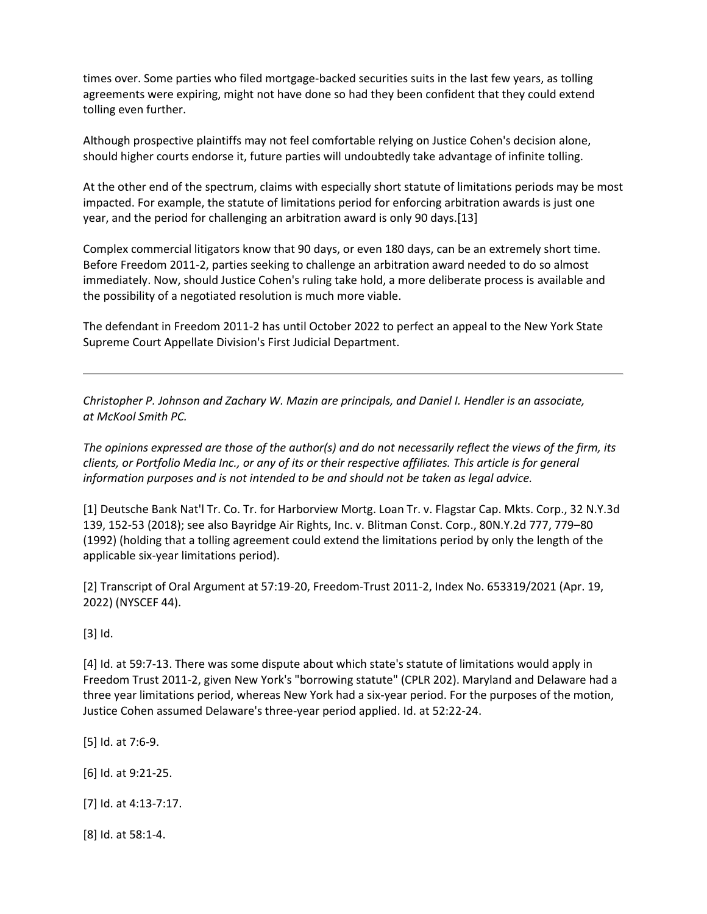times over. Some parties who filed mortgage-backed securities suits in the last few years, as tolling agreements were expiring, might not have done so had they been confident that they could extend tolling even further.

Although prospective plaintiffs may not feel comfortable relying on Justice Cohen's decision alone, should higher courts endorse it, future parties will undoubtedly take advantage of infinite tolling.

At the other end of the spectrum, claims with especially short statute of limitations periods may be most impacted. For example, the statute of limitations period for enforcing arbitration awards is just one year, and the period for challenging an arbitration award is only 90 days.[13]

Complex commercial litigators know that 90 days, or even 180 days, can be an extremely short time. Before Freedom 2011-2, parties seeking to challenge an arbitration award needed to do so almost immediately. Now, should Justice Cohen's ruling take hold, a more deliberate process is available and the possibility of a negotiated resolution is much more viable.

The defendant in Freedom 2011-2 has until October 2022 to perfect an appeal to the New York State Supreme Court Appellate Division's First Judicial Department.

---

*Christopher P. Johnson and Zachary W. Mazin are principals, and Daniel I. Hendler is an associate, at McKool Smith PC.*

*The opinions expressed are those of the author(s) and do not necessarily reflect the views of the firm, its clients, or Portfolio Media Inc., or any of its or their respective affiliates. This article is for general information purposes and is not intended to be and should not be taken as legal advice.*

[1] Deutsche Bank Nat'l Tr. Co. Tr. for Harborview Mortg. Loan Tr. v. Flagstar Cap. Mkts. Corp., 32 N.Y.3d 139, 152-53 (2018); see also Bayridge Air Rights, Inc. v. Blitman Const. Corp., 80N.Y.2d 777, 779–80 (1992) (holding that a tolling agreement could extend the limitations period by only the length of the applicable six-year limitations period).

[2] Transcript of Oral Argument at 57:19-20, Freedom-Trust 2011-2, Index No. 653319/2021 (Apr. 19, 2022) (NYSCEF 44).

[3] Id.

[4] Id. at 59:7-13. There was some dispute about which state's statute of limitations would apply in Freedom Trust 2011-2, given New York's "borrowing statute" (CPLR 202). Maryland and Delaware had a three year limitations period, whereas New York had a six-year period. For the purposes of the motion, Justice Cohen assumed Delaware's three-year period applied. Id. at 52:22-24.

[5] Id. at 7:6-9.

[6] Id. at 9:21-25.

[7] Id. at 4:13-7:17.

[8] Id. at 58:1-4.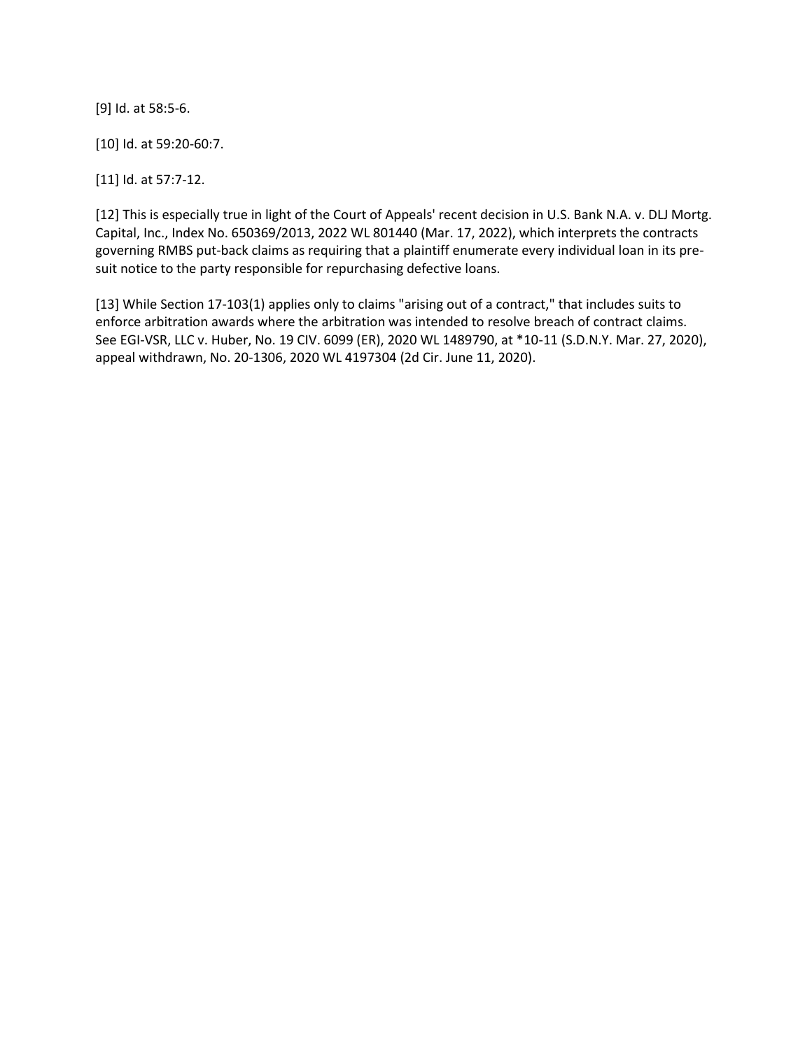[9] Id. at 58:5-6.

[10] Id. at 59:20-60:7.

[11] Id. at 57:7-12.

[12] This is especially true in light of the Court of Appeals' recent decision in U.S. Bank N.A. v. DLJ Mortg. Capital, Inc., Index No. 650369/2013, 2022 WL 801440 (Mar. 17, 2022), which interprets the contracts governing RMBS put-back claims as requiring that a plaintiff enumerate every individual loan in its pre-suit notice to the party responsible for repurchasing defective loans.

[13] While Section 17-103(1) applies only to claims "arising out of a contract," that includes suits to enforce arbitration awards where the arbitration was intended to resolve breach of contract claims. See EGI-VSR, LLC v. Huber, No. 19 CIV. 6099 (ER), 2020 WL 1489790, at *10-11 (S.D.N.Y. Mar. 27, 2020), appeal withdrawn, No. 20-1306, 2020 WL 4197304 (2d Cir. June 11, 2020).